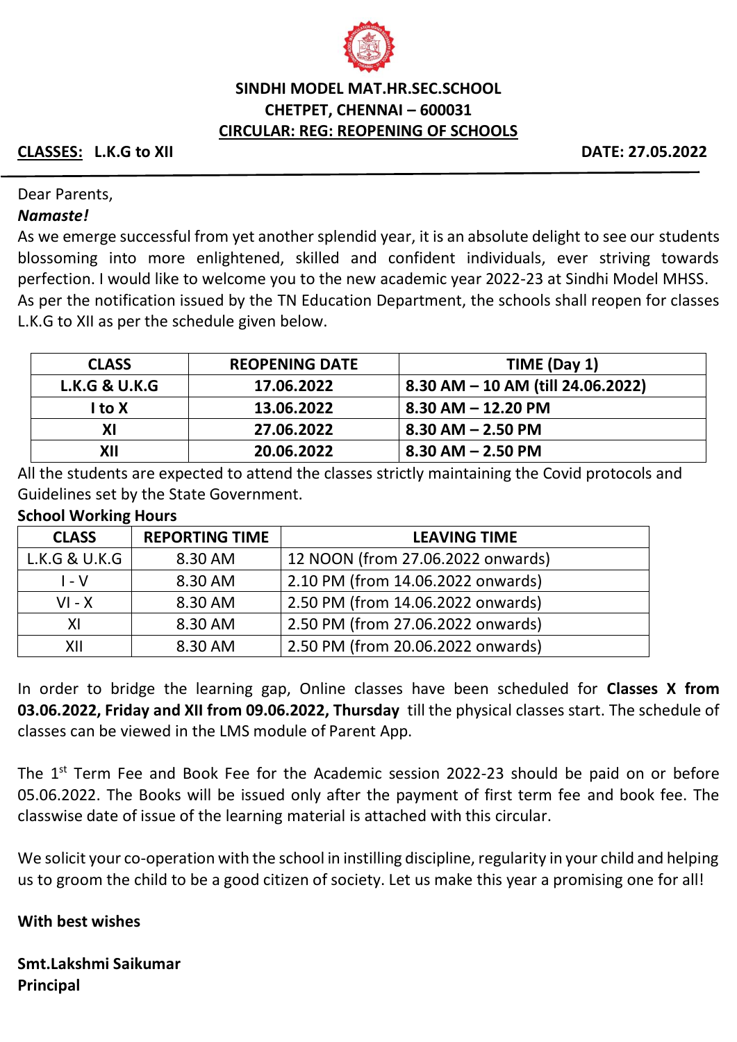**SINDHI MODEL MAT.HR.SEC.SCHOOL**
**CHETPET, CHENNAI – 600031**
**CIRCULAR: REG: REOPENING OF SCHOOLS**

**CLASSES: L.K.G to XII** **DATE: 27.05.2022**

Dear Parents,

***Namaste!***

As we emerge successful from yet another splendid year, it is an absolute delight to see our students blossoming into more enlightened, skilled and confident individuals, ever striving towards perfection. I would like to welcome you to the new academic year 2022-23 at Sindhi Model MHSS.

As per the notification issued by the TN Education Department, the schools shall reopen for classes L.K.G to XII as per the schedule given below.

| CLASS | REOPENING DATE | TIME (Day 1) |
|---|---|---|
| L.K.G & U.K.G | 17.06.2022 | 8.30 AM – 10 AM (till 24.06.2022) |
| I to X | 13.06.2022 | 8.30 AM – 12.20 PM |
| XI | 27.06.2022 | 8.30 AM – 2.50 PM |
| XII | 20.06.2022 | 8.30 AM – 2.50 PM |

All the students are expected to attend the classes strictly maintaining the Covid protocols and Guidelines set by the State Government.

**School Working Hours**

| CLASS | REPORTING TIME | LEAVING TIME |
|---|---|---|
| L.K.G & U.K.G | 8.30 AM | 12 NOON (from 27.06.2022 onwards) |
| I - V | 8.30 AM | 2.10 PM (from 14.06.2022 onwards) |
| VI - X | 8.30 AM | 2.50 PM (from 14.06.2022 onwards) |
| XI | 8.30 AM | 2.50 PM (from 27.06.2022 onwards) |
| XII | 8.30 AM | 2.50 PM (from 20.06.2022 onwards) |

In order to bridge the learning gap, Online classes have been scheduled for **Classes X from 03.06.2022, Friday and XII from 09.06.2022, Thursday** till the physical classes start. The schedule of classes can be viewed in the LMS module of Parent App.

The 1st Term Fee and Book Fee for the Academic session 2022-23 should be paid on or before 05.06.2022. The Books will be issued only after the payment of first term fee and book fee. The classwise date of issue of the learning material is attached with this circular.

We solicit your co-operation with the school in instilling discipline, regularity in your child and helping us to groom the child to be a good citizen of society. Let us make this year a promising one for all!

**With best wishes**

**Smt.Lakshmi Saikumar**
**Principal**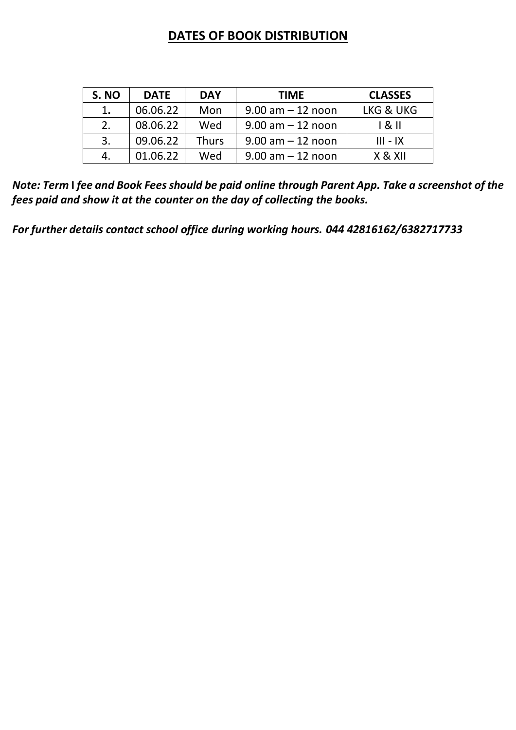## DATES OF BOOK DISTRIBUTION

| S. NO | DATE | DAY | TIME | CLASSES |
|---|---|---|---|---|
| 1. | 06.06.22 | Mon | 9.00 am – 12 noon | LKG & UKG |
| 2. | 08.06.22 | Wed | 9.00 am – 12 noon | I & II |
| 3. | 09.06.22 | Thurs | 9.00 am – 12 noon | III - IX |
| 4. | 01.06.22 | Wed | 9.00 am – 12 noon | X & XII |

***Note: Term I fee and Book Fees should be paid online through Parent App. Take a screenshot of the fees paid and show it at the counter on the day of collecting the books.***

***For further details contact school office during working hours. 044 42816162/6382717733***